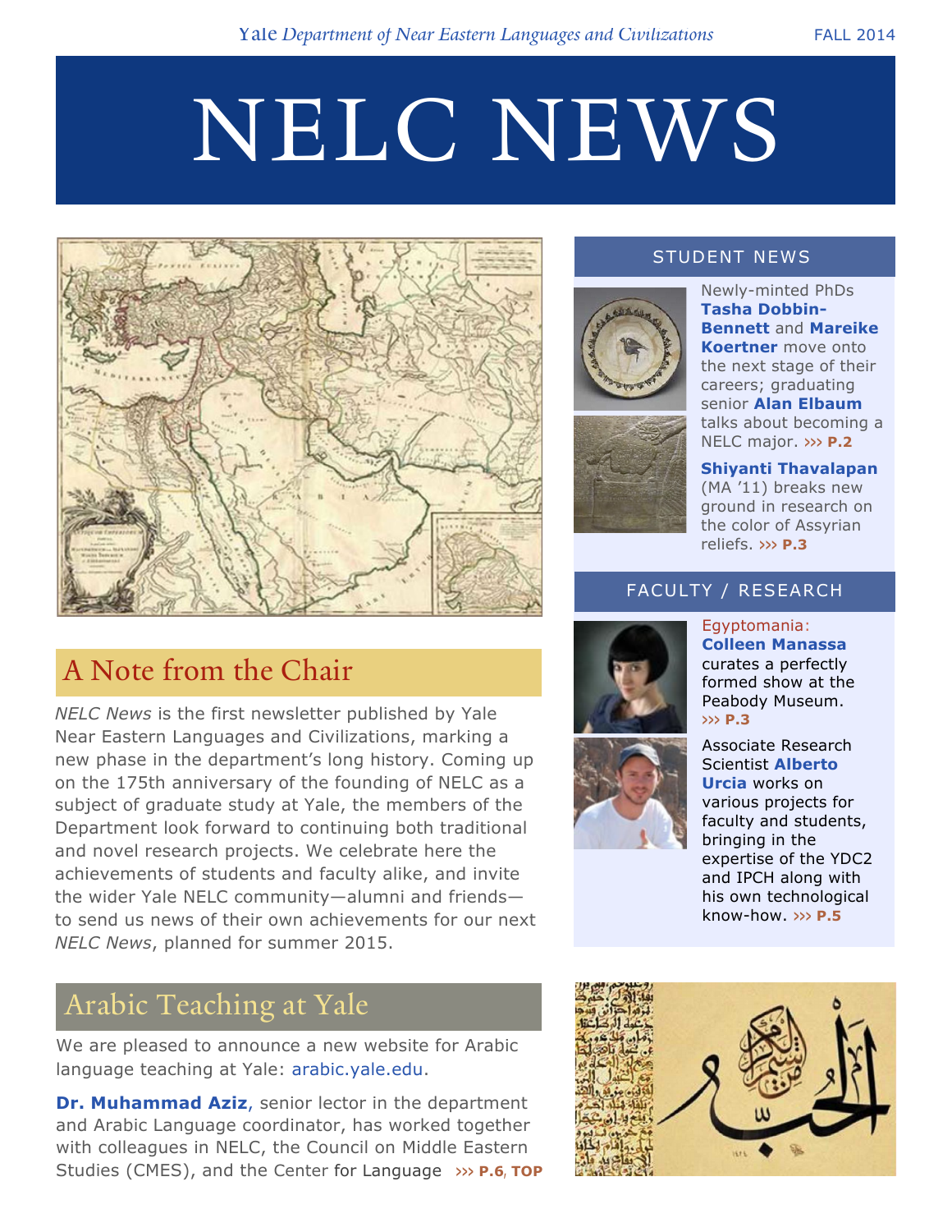Yale *Department of Near Eastern Languages and Civilizations* FALL 2014

# NELC NEWS

## A Note from the Chair

*NELC News* is the first newsletter published by Yale Near Eastern Languages and Civilizations, marking a new phase in the department's long history. Coming up on the 175th anniversary of the founding of NELC as a subject of graduate study at Yale, the members of the Department look forward to continuing both traditional and novel research projects. We celebrate here the achievements of students and faculty alike, and invite the wider Yale NELC community—alumni and friends—to send us news of their own achievements for our next *NELC News*, planned for summer 2015.

## Arabic Teaching at Yale

We are pleased to announce a new website for Arabic language teaching at Yale: arabic.yale.edu.

**Dr. Muhammad Aziz**, senior lector in the department and Arabic Language coordinator, has worked together with colleagues in NELC, the Council on Middle Eastern Studies (CMES), and the Center for Language ››› **P.6, TOP**

## STUDENT NEWS

Newly-minted PhDs **Tasha Dobbin-Bennett** and **Mareike Koertner** move onto the next stage of their careers; graduating senior **Alan Elbaum** talks about becoming a NELC major. ››› **P.2**

**Shiyanti Thavalapan** (MA '11) breaks new ground in research on the color of Assyrian reliefs. ››› **P.3**

## FACULTY / RESEARCH

Egyptomania: **Colleen Manassa** curates a perfectly formed show at the Peabody Museum. ››› **P.3**

Associate Research Scientist **Alberto Urcia** works on various projects for faculty and students, bringing in the expertise of the YDC2 and IPCH along with his own technological know-how. ››› **P.5**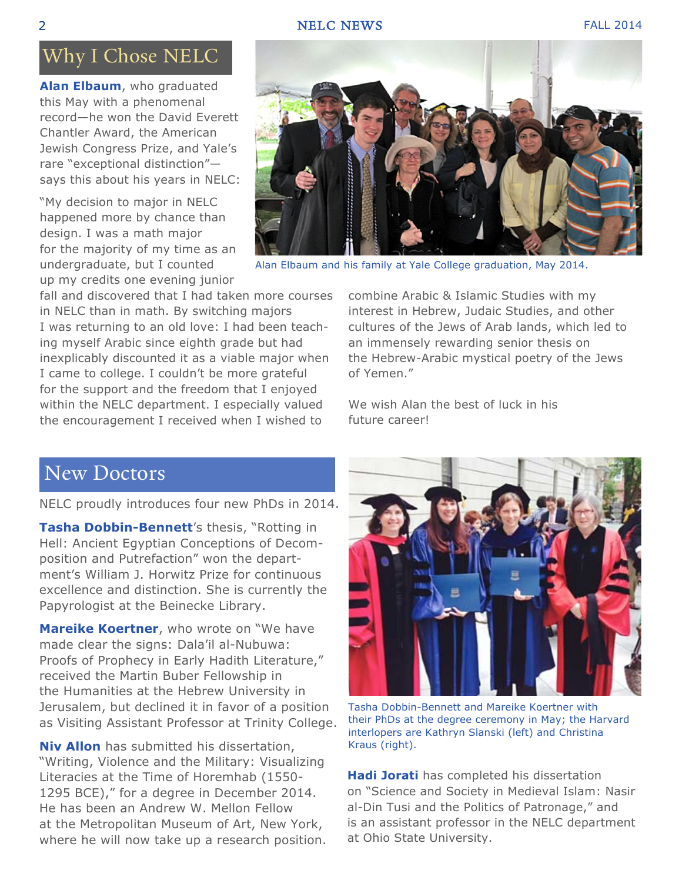## Why I Chose NELC

**Alan Elbaum**, who graduated this May with a phenomenal record—he won the David Everett Chantler Award, the American Jewish Congress Prize, and Yale's rare "exceptional distinction"—says this about his years in NELC:

"My decision to major in NELC happened more by chance than design. I was a math major for the majority of my time as an undergraduate, but I counted up my credits one evening junior fall and discovered that I had taken more courses in NELC than in math. By switching majors I was returning to an old love: I had been teaching myself Arabic since eighth grade but had inexplicably discounted it as a viable major when I came to college. I couldn't be more grateful for the support and the freedom that I enjoyed within the NELC department. I especially valued the encouragement I received when I wished to combine Arabic & Islamic Studies with my interest in Hebrew, Judaic Studies, and other cultures of the Jews of Arab lands, which led to an immensely rewarding senior thesis on the Hebrew-Arabic mystical poetry of the Jews of Yemen."

We wish Alan the best of luck in his future career!

Alan Elbaum and his family at Yale College graduation, May 2014.

## New Doctors

NELC proudly introduces four new PhDs in 2014.

**Tasha Dobbin-Bennett**'s thesis, "Rotting in Hell: Ancient Egyptian Conceptions of Decomposition and Putrefaction" won the department's William J. Horwitz Prize for continuous excellence and distinction. She is currently the Papyrologist at the Beinecke Library.

**Mareike Koertner**, who wrote on "We have made clear the signs: Dala'il al-Nubuwa: Proofs of Prophecy in Early Hadith Literature," received the Martin Buber Fellowship in the Humanities at the Hebrew University in Jerusalem, but declined it in favor of a position as Visiting Assistant Professor at Trinity College.

**Niv Allon** has submitted his dissertation, "Writing, Violence and the Military: Visualizing Literacies at the Time of Horemhab (1550-1295 BCE)," for a degree in December 2014. He has been an Andrew W. Mellon Fellow at the Metropolitan Museum of Art, New York, where he will now take up a research position.

Tasha Dobbin-Bennett and Mareike Koertner with their PhDs at the degree ceremony in May; the Harvard interlopers are Kathryn Slanski (left) and Christina Kraus (right).

**Hadi Jorati** has completed his dissertation on "Science and Society in Medieval Islam: Nasir al-Din Tusi and the Politics of Patronage," and is an assistant professor in the NELC department at Ohio State University.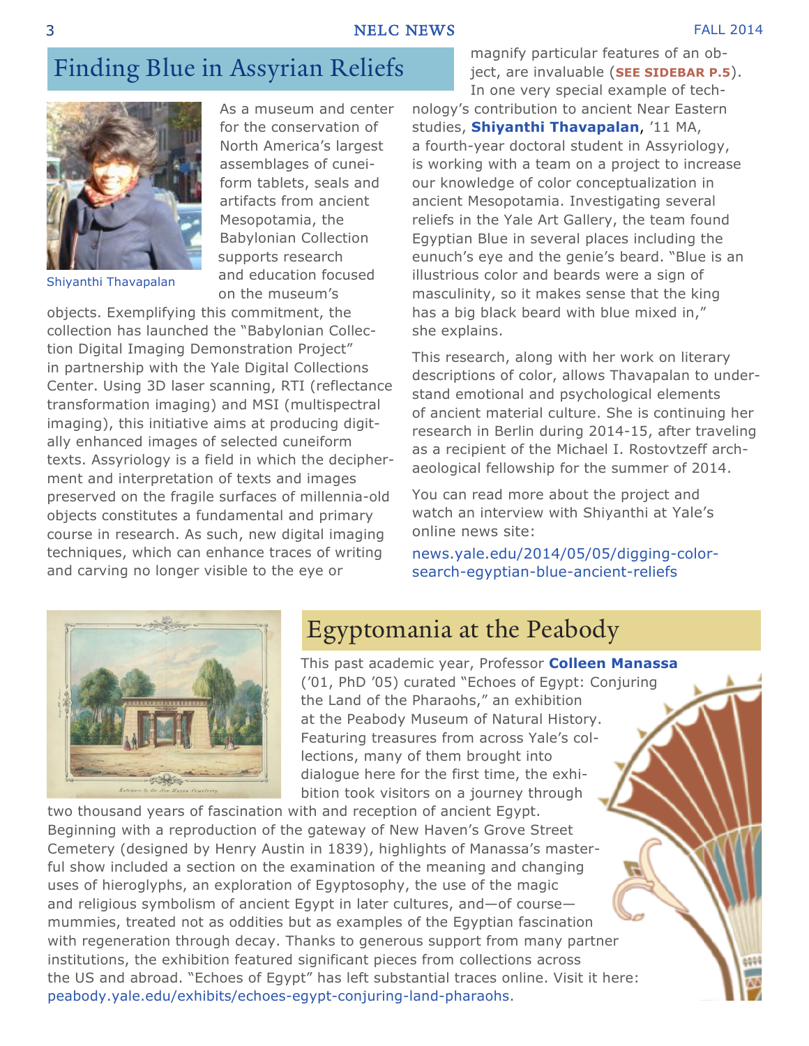## Finding Blue in Assyrian Reliefs

Shiyanthi Thavapalan

As a museum and center for the conservation of North America's largest assemblages of cuneiform tablets, seals and artifacts from ancient Mesopotamia, the Babylonian Collection supports research and education focused on the museum's objects. Exemplifying this commitment, the collection has launched the "Babylonian Collection Digital Imaging Demonstration Project" in partnership with the Yale Digital Collections Center. Using 3D laser scanning, RTI (reflectance transformation imaging) and MSI (multispectral imaging), this initiative aims at producing digitally enhanced images of selected cuneiform texts. Assyriology is a field in which the decipherment and interpretation of texts and images preserved on the fragile surfaces of millennia-old objects constitutes a fundamental and primary course in research. As such, new digital imaging techniques, which can enhance traces of writing and carving no longer visible to the eye or magnify particular features of an object, are invaluable (**SEE SIDEBAR P.5**). In one very special example of technology's contribution to ancient Near Eastern studies, **Shiyanthi Thavapalan**, '11 MA, a fourth-year doctoral student in Assyriology, is working with a team on a project to increase our knowledge of color conceptualization in ancient Mesopotamia. Investigating several reliefs in the Yale Art Gallery, the team found Egyptian Blue in several places including the eunuch's eye and the genie's beard. "Blue is an illustrious color and beards were a sign of masculinity, so it makes sense that the king has a big black beard with blue mixed in," she explains.

This research, along with her work on literary descriptions of color, allows Thavapalan to understand emotional and psychological elements of ancient material culture. She is continuing her research in Berlin during 2014-15, after traveling as a recipient of the Michael I. Rostovtzeff archaeological fellowship for the summer of 2014.

You can read more about the project and watch an interview with Shiyanthi at Yale's online news site:

news.yale.edu/2014/05/05/digging-color-search-egyptian-blue-ancient-reliefs

## Egyptomania at the Peabody

This past academic year, Professor **Colleen Manassa** ('01, PhD '05) curated "Echoes of Egypt: Conjuring the Land of the Pharaohs," an exhibition at the Peabody Museum of Natural History. Featuring treasures from across Yale's collections, many of them brought into dialogue here for the first time, the exhibition took visitors on a journey through two thousand years of fascination with and reception of ancient Egypt. Beginning with a reproduction of the gateway of New Haven's Grove Street Cemetery (designed by Henry Austin in 1839), highlights of Manassa's masterful show included a section on the examination of the meaning and changing uses of hieroglyphs, an exploration of Egyptosophy, the use of the magic and religious symbolism of ancient Egypt in later cultures, and—of course—mummies, treated not as oddities but as examples of the Egyptian fascination with regeneration through decay. Thanks to generous support from many partner institutions, the exhibition featured significant pieces from collections across the US and abroad. "Echoes of Egypt" has left substantial traces online. Visit it here: peabody.yale.edu/exhibits/echoes-egypt-conjuring-land-pharaohs.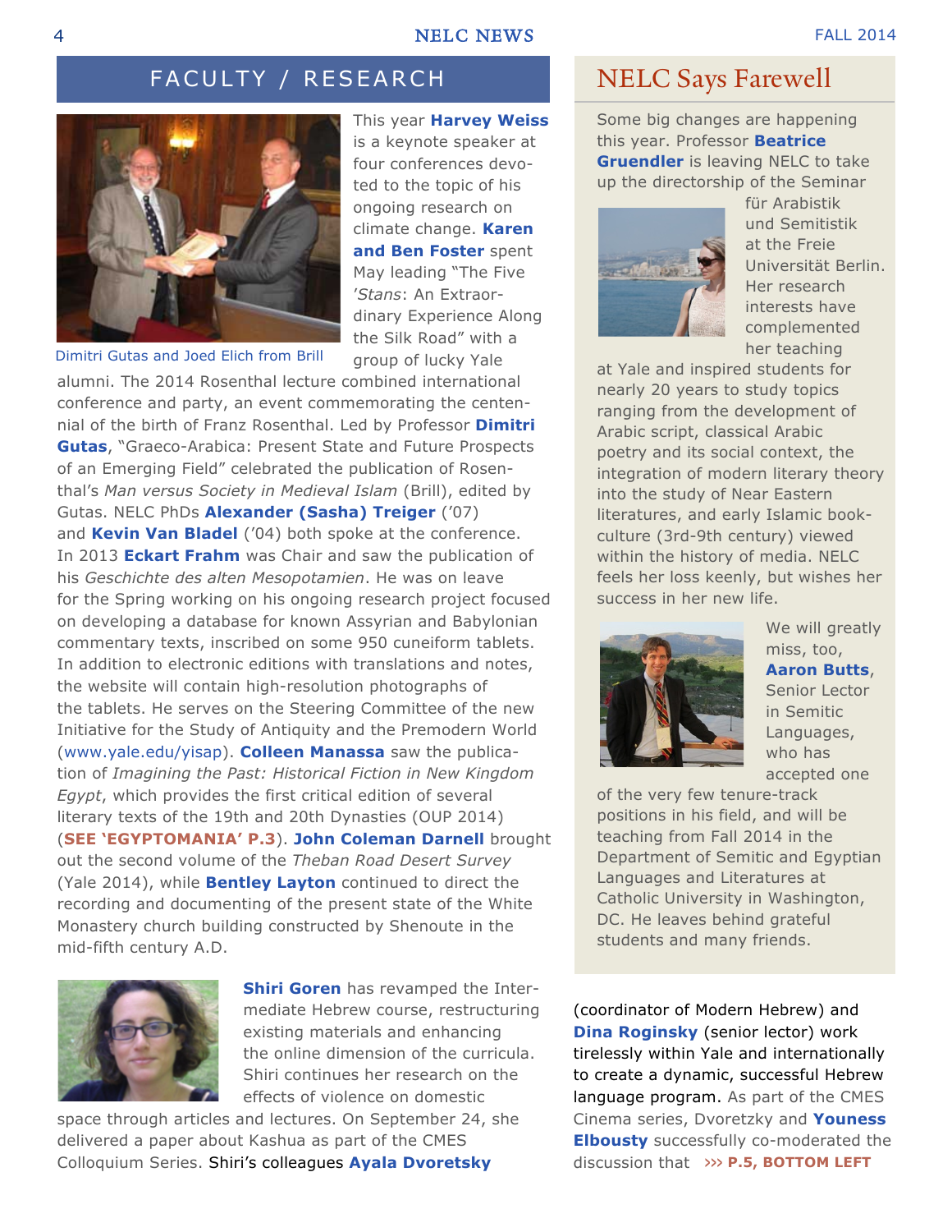## FACULTY / RESEARCH

Dimitri Gutas and Joed Elich from Brill

This year **Harvey Weiss** is a keynote speaker at four conferences devoted to the topic of his ongoing research on climate change. **Karen and Ben Foster** spent May leading "The Five *'Stans*: An Extraordinary Experience Along the Silk Road" with a group of lucky Yale alumni. The 2014 Rosenthal lecture combined international conference and party, an event commemorating the centennial of the birth of Franz Rosenthal. Led by Professor **Dimitri Gutas**, "Graeco-Arabica: Present State and Future Prospects of an Emerging Field" celebrated the publication of Rosenthal's *Man versus Society in Medieval Islam* (Brill), edited by Gutas. NELC PhDs **Alexander (Sasha) Treiger** ('07) and **Kevin Van Bladel** ('04) both spoke at the conference. In 2013 **Eckart Frahm** was Chair and saw the publication of his *Geschichte des alten Mesopotamien*. He was on leave for the Spring working on his ongoing research project focused on developing a database for known Assyrian and Babylonian commentary texts, inscribed on some 950 cuneiform tablets. In addition to electronic editions with translations and notes, the website will contain high-resolution photographs of the tablets. He serves on the Steering Committee of the new Initiative for the Study of Antiquity and the Premodern World (www.yale.edu/yisap). **Colleen Manassa** saw the publication of *Imagining the Past: Historical Fiction in New Kingdom Egypt*, which provides the first critical edition of several literary texts of the 19th and 20th Dynasties (OUP 2014) (**SEE 'EGYPTOMANIA' P.3**). **John Coleman Darnell** brought out the second volume of the *Theban Road Desert Survey* (Yale 2014), while **Bentley Layton** continued to direct the recording and documenting of the present state of the White Monastery church building constructed by Shenoute in the mid-fifth century A.D.

**Shiri Goren** has revamped the Intermediate Hebrew course, restructuring existing materials and enhancing the online dimension of the curricula. Shiri continues her research on the effects of violence on domestic space through articles and lectures. On September 24, she delivered a paper about Kashua as part of the CMES Colloquium Series. Shiri's colleagues **Ayala Dvoretsky** (coordinator of Modern Hebrew) and **Dina Roginsky** (senior lector) work tirelessly within Yale and internationally to create a dynamic, successful Hebrew language program. As part of the CMES Cinema series, Dvoretzky and **Youness Elbousty** successfully co-moderated the discussion that **››› P.5, BOTTOM LEFT**

## NELC Says Farewell

Some big changes are happening this year. Professor **Beatrice Gruendler** is leaving NELC to take up the directorship of the Seminar für Arabistik und Semitistik at the Freie Universität Berlin. Her research interests have complemented her teaching at Yale and inspired students for nearly 20 years to study topics ranging from the development of Arabic script, classical Arabic poetry and its social context, the integration of modern literary theory into the study of Near Eastern literatures, and early Islamic book-culture (3rd-9th century) viewed within the history of media. NELC feels her loss keenly, but wishes her success in her new life.

We will greatly miss, too, **Aaron Butts**, Senior Lector in Semitic Languages, who has accepted one of the very few tenure-track positions in his field, and will be teaching from Fall 2014 in the Department of Semitic and Egyptian Languages and Literatures at Catholic University in Washington, DC. He leaves behind grateful students and many friends.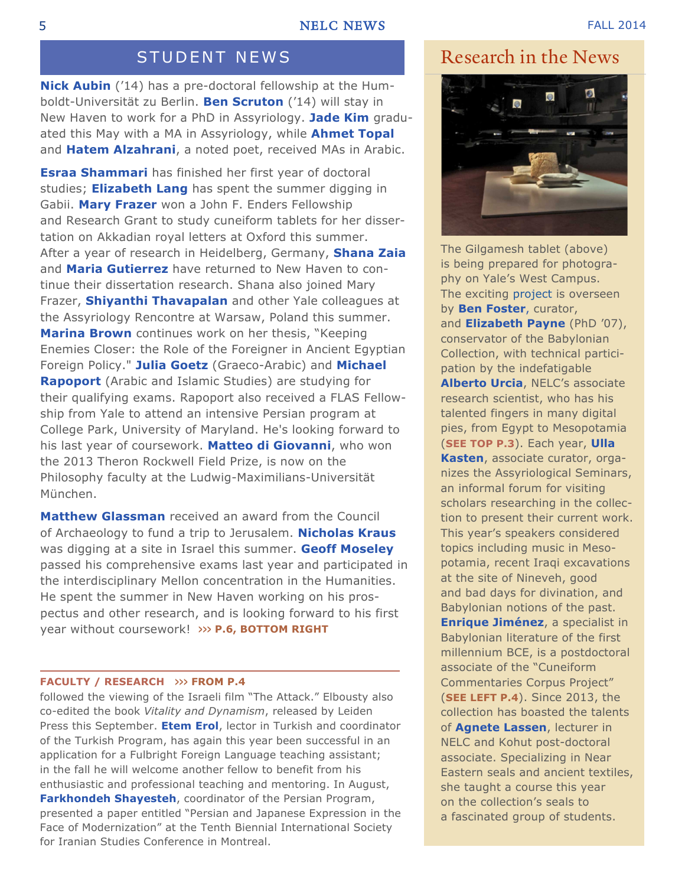## STUDENT NEWS

**Nick Aubin** ('14) has a pre-doctoral fellowship at the Humboldt-Universität zu Berlin. **Ben Scruton** ('14) will stay in New Haven to work for a PhD in Assyriology. **Jade Kim** graduated this May with a MA in Assyriology, while **Ahmet Topal** and **Hatem Alzahrani**, a noted poet, received MAs in Arabic.

**Esraa Shammari** has finished her first year of doctoral studies; **Elizabeth Lang** has spent the summer digging in Gabii. **Mary Frazer** won a John F. Enders Fellowship and Research Grant to study cuneiform tablets for her dissertation on Akkadian royal letters at Oxford this summer. After a year of research in Heidelberg, Germany, **Shana Zaia** and **Maria Gutierrez** have returned to New Haven to continue their dissertation research. Shana also joined Mary Frazer, **Shiyanthi Thavapalan** and other Yale colleagues at the Assyriology Rencontre at Warsaw, Poland this summer. **Marina Brown** continues work on her thesis, "Keeping Enemies Closer: the Role of the Foreigner in Ancient Egyptian Foreign Policy." **Julia Goetz** (Graeco-Arabic) and **Michael Rapoport** (Arabic and Islamic Studies) are studying for their qualifying exams. Rapoport also received a FLAS Fellowship from Yale to attend an intensive Persian program at College Park, University of Maryland. He's looking forward to his last year of coursework. **Matteo di Giovanni**, who won the 2013 Theron Rockwell Field Prize, is now on the Philosophy faculty at the Ludwig-Maximilians-Universität München.

**Matthew Glassman** received an award from the Council of Archaeology to fund a trip to Jerusalem. **Nicholas Kraus** was digging at a site in Israel this summer. **Geoff Moseley** passed his comprehensive exams last year and participated in the interdisciplinary Mellon concentration in the Humanities. He spent the summer in New Haven working on his prospectus and other research, and is looking forward to his first year without coursework! **››› P.6, BOTTOM RIGHT**

**FACULTY / RESEARCH ››› FROM P.4**

followed the viewing of the Israeli film "The Attack." Elbousty also co-edited the book *Vitality and Dynamism*, released by Leiden Press this September. **Etem Erol**, lector in Turkish and coordinator of the Turkish Program, has again this year been successful in an application for a Fulbright Foreign Language teaching assistant; in the fall he will welcome another fellow to benefit from his enthusiastic and professional teaching and mentoring. In August, **Farkhondeh Shayesteh**, coordinator of the Persian Program, presented a paper entitled "Persian and Japanese Expression in the Face of Modernization" at the Tenth Biennial International Society for Iranian Studies Conference in Montreal.

## Research in the News

The Gilgamesh tablet (above) is being prepared for photography on Yale's West Campus. The exciting project is overseen by **Ben Foster**, curator, and **Elizabeth Payne** (PhD '07), conservator of the Babylonian Collection, with technical participation by the indefatigable **Alberto Urcia**, NELC's associate research scientist, who has his talented fingers in many digital pies, from Egypt to Mesopotamia (**SEE TOP P.3**). Each year, **Ulla Kasten**, associate curator, organizes the Assyriological Seminars, an informal forum for visiting scholars researching in the collection to present their current work. This year's speakers considered topics including music in Mesopotamia, recent Iraqi excavations at the site of Nineveh, good and bad days for divination, and Babylonian notions of the past. **Enrique Jiménez**, a specialist in Babylonian literature of the first millennium BCE, is a postdoctoral associate of the "Cuneiform Commentaries Corpus Project" (**SEE LEFT P.4**). Since 2013, the collection has boasted the talents of **Agnete Lassen**, lecturer in NELC and Kohut post-doctoral associate. Specializing in Near Eastern seals and ancient textiles, she taught a course this year on the collection's seals to a fascinated group of students.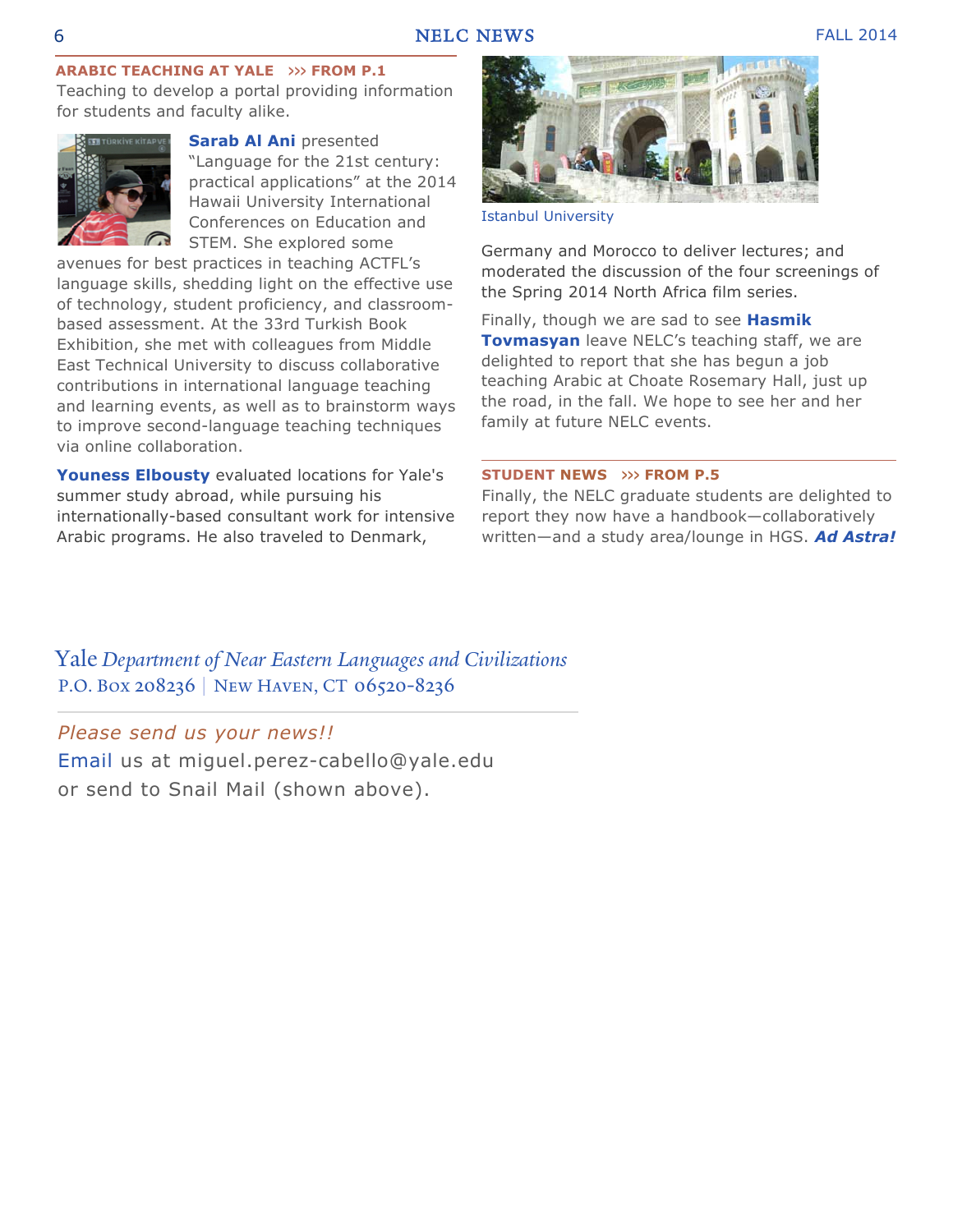## ARABIC TEACHING AT YALE >>> FROM P.1

Teaching to develop a portal providing information for students and faculty alike.

**Sarab Al Ani** presented "Language for the 21st century: practical applications" at the 2014 Hawaii University International Conferences on Education and STEM. She explored some avenues for best practices in teaching ACTFL's language skills, shedding light on the effective use of technology, student proficiency, and classroom-based assessment. At the 33rd Turkish Book Exhibition, she met with colleagues from Middle East Technical University to discuss collaborative contributions in international language teaching and learning events, as well as to brainstorm ways to improve second-language teaching techniques via online collaboration.

**Youness Elbousty** evaluated locations for Yale's summer study abroad, while pursuing his internationally-based consultant work for intensive Arabic programs. He also traveled to Denmark, Germany and Morocco to deliver lectures; and moderated the discussion of the four screenings of the Spring 2014 North Africa film series.

Istanbul University

Finally, though we are sad to see **Hasmik Tovmasyan** leave NELC's teaching staff, we are delighted to report that she has begun a job teaching Arabic at Choate Rosemary Hall, just up the road, in the fall. We hope to see her and her family at future NELC events.

## STUDENT NEWS >>> FROM P.5

Finally, the NELC graduate students are delighted to report they now have a handbook—collaboratively written—and a study area/lounge in HGS. ***Ad Astra!***

Yale *Department of Near Eastern Languages and Civilizations*
P.O. Box 208236 | New Haven, CT 06520-8236

*Please send us your news!!*
Email us at miguel.perez-cabello@yale.edu
or send to Snail Mail (shown above).